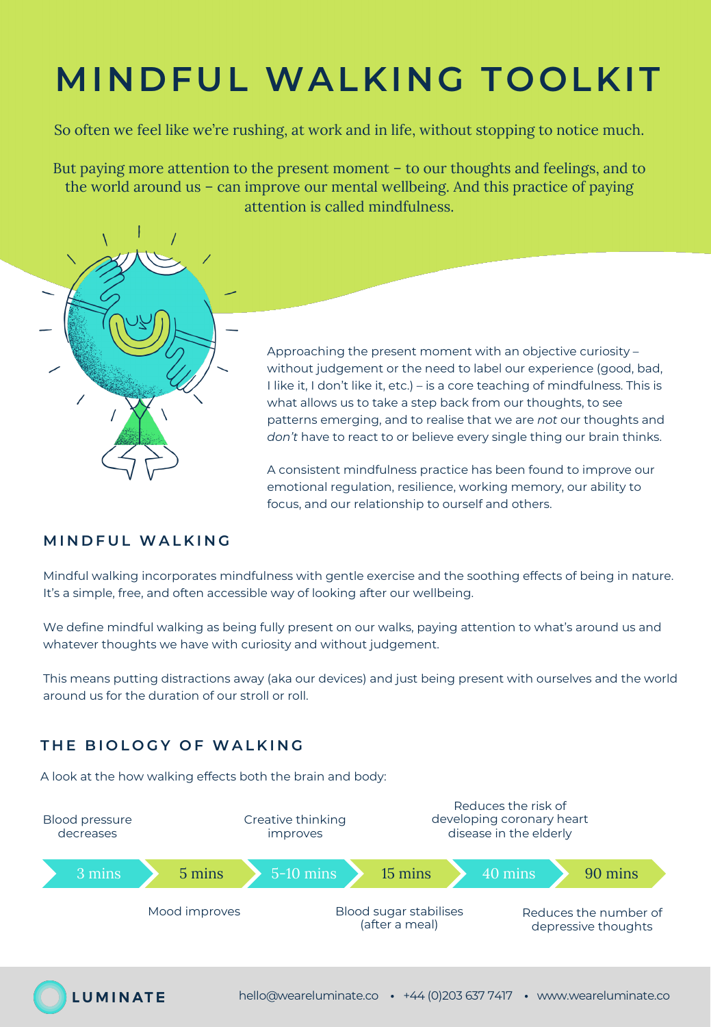# MINDFUL WALKING TOOLKIT

So often we feel like we're rushing, at work and in life, without stopping to notice much.

But paying more attention to the present moment – to our thoughts and feelings, and to the world around us – can improve our mental wellbeing. And this practice of paying attention is called mindfulness.

Approaching the present moment with an objective curiosity – without judgement or the need to label our experience (good, bad, I like it, I don't like it, etc.) – is a core teaching of mindfulness. This is what allows us to take a step back from our thoughts, to see patterns emerging, and to realise that we are *not* our thoughts and *don't* have to react to or believe every single thing our brain thinks.

A consistent mindfulness practice has been found to improve our emotional regulation, resilience, working memory, our ability to focus, and our relationship to ourself and others.

## MINDFUL WALKING

Mindful walking incorporates mindfulness with gentle exercise and the soothing effects of being in nature. It's a simple, free, and often accessible way of looking after our wellbeing.

We define mindful walking as being fully present on our walks, paying attention to what's around us and whatever thoughts we have with curiosity and without judgement.

This means putting distractions away (aka our devices) and just being present with ourselves and the world around us for the duration of our stroll or roll.

## THE BIOLOGY OF WALKING

A look at the how walking effects both the brain and body:

| Time | Effect |
|---|---|
| 3 mins | Blood pressure decreases |
| 5 mins | Mood improves |
| 5-10 mins | Creative thinking improves |
| 15 mins | Blood sugar stabilises (after a meal) |
| 40 mins | Reduces the risk of developing coronary heart disease in the elderly |
| 90 mins | Reduces the number of depressive thoughts |

LUMINATE

hello@weareluminate.co • +44 (0)203 637 7417 • www.weareluminate.co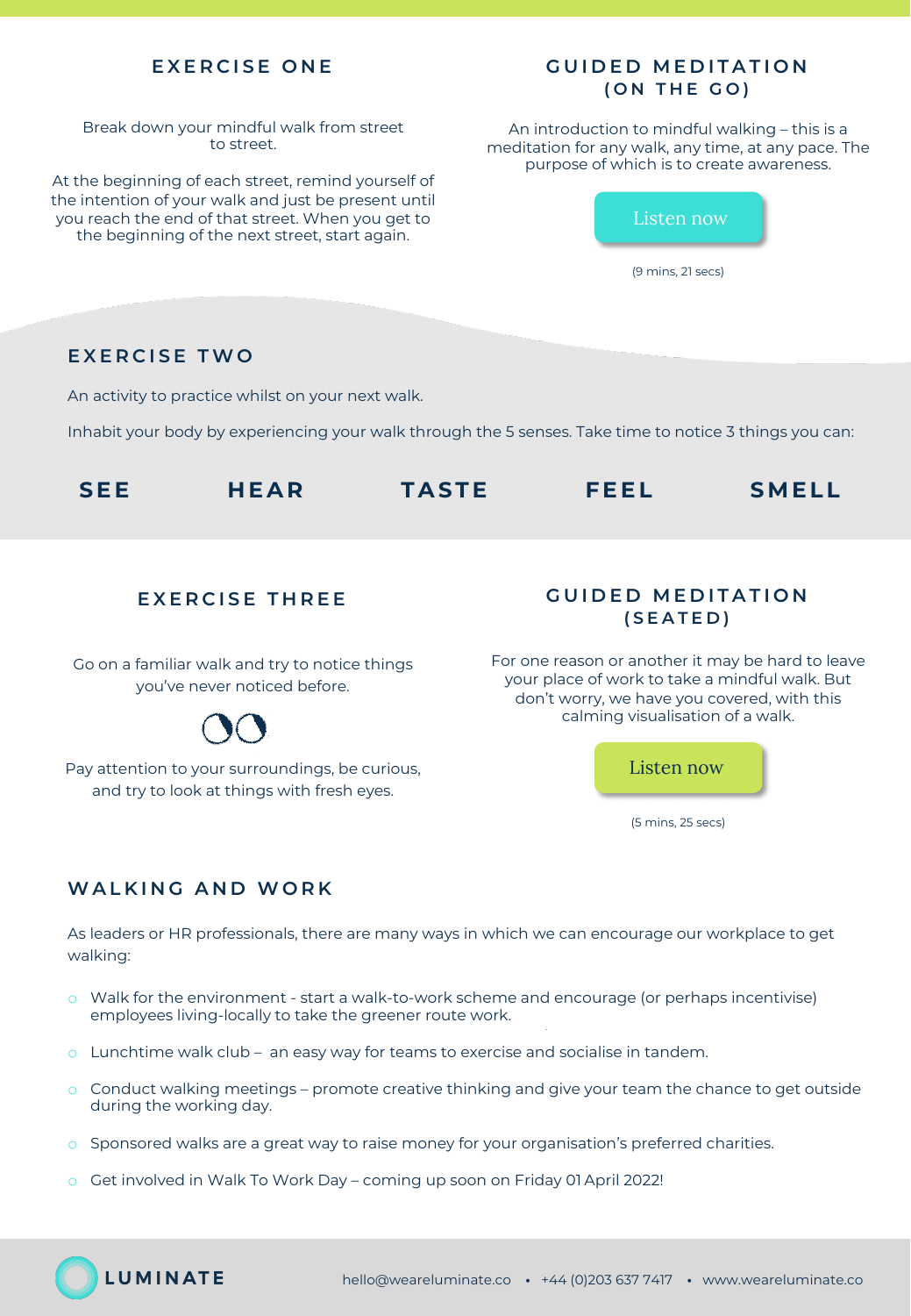## EXERCISE ONE

Break down your mindful walk from street to street.

At the beginning of each street, remind yourself of the intention of your walk and just be present until you reach the end of that street. When you get to the beginning of the next street, start again.

## GUIDED MEDITATION (ON THE GO)

An introduction to mindful walking – this is a meditation for any walk, any time, at any pace. The purpose of which is to create awareness.

Listen now

(9 mins, 21 secs)

## EXERCISE TWO

An activity to practice whilst on your next walk.

Inhabit your body by experiencing your walk through the 5 senses. Take time to notice 3 things you can:

**SEE** **HEAR** **TASTE** **FEEL** **SMELL**

## EXERCISE THREE

Go on a familiar walk and try to notice things you've never noticed before.

Pay attention to your surroundings, be curious, and try to look at things with fresh eyes.

## GUIDED MEDITATION (SEATED)

For one reason or another it may be hard to leave your place of work to take a mindful walk. But don't worry, we have you covered, with this calming visualisation of a walk.

Listen now

(5 mins, 25 secs)

## WALKING AND WORK

As leaders or HR professionals, there are many ways in which we can encourage our workplace to get walking:

- Walk for the environment - start a walk-to-work scheme and encourage (or perhaps incentivise) employees living-locally to take the greener route work.
- Lunchtime walk club – an easy way for teams to exercise and socialise in tandem.
- Conduct walking meetings – promote creative thinking and give your team the chance to get outside during the working day.
- Sponsored walks are a great way to raise money for your organisation's preferred charities.
- Get involved in Walk To Work Day – coming up soon on Friday 01 April 2022!

LUMINATE

hello@weareluminate.co • +44 (0)203 637 7417 • www.weareluminate.co